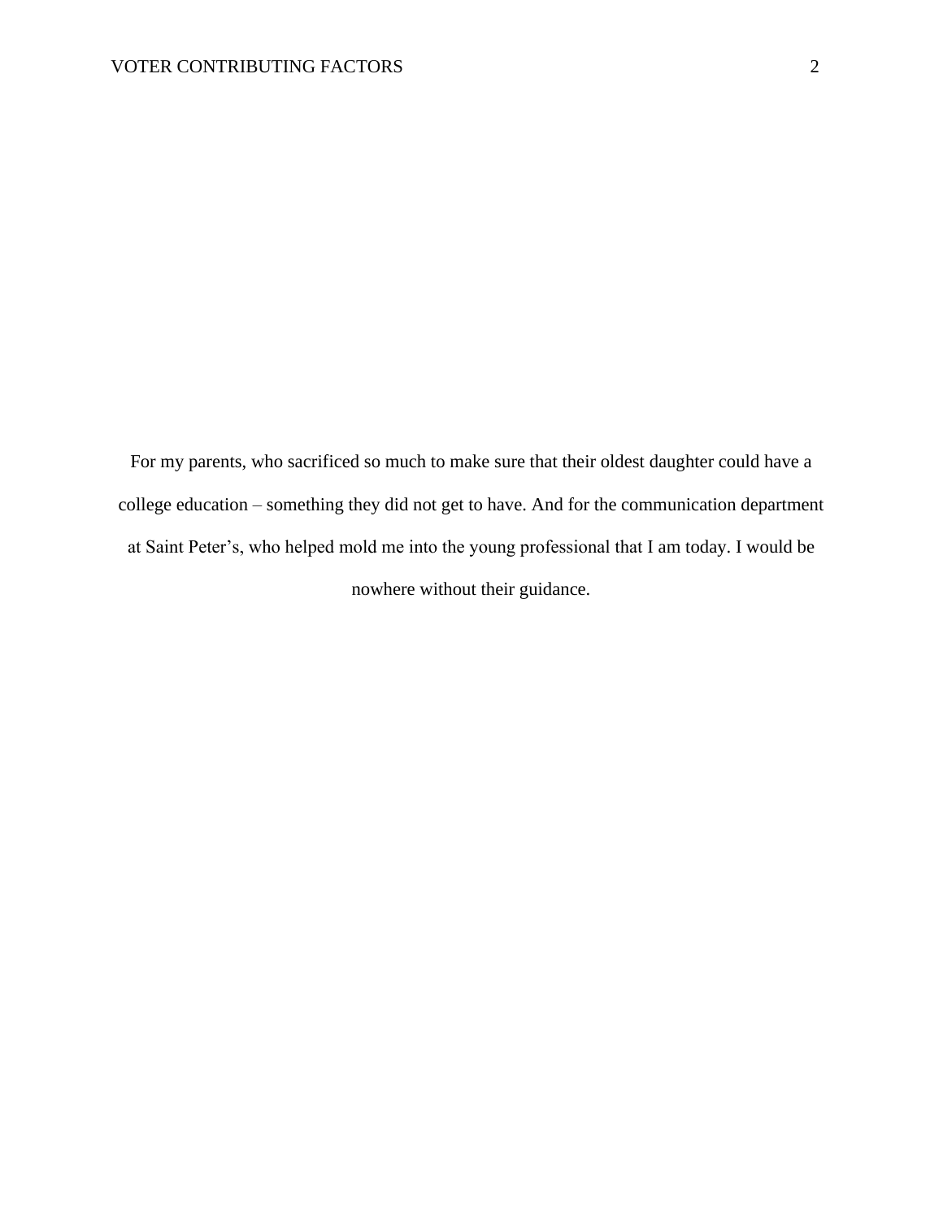For my parents, who sacrificed so much to make sure that their oldest daughter could have a college education – something they did not get to have. And for the communication department at Saint Peter's, who helped mold me into the young professional that I am today. I would be nowhere without their guidance.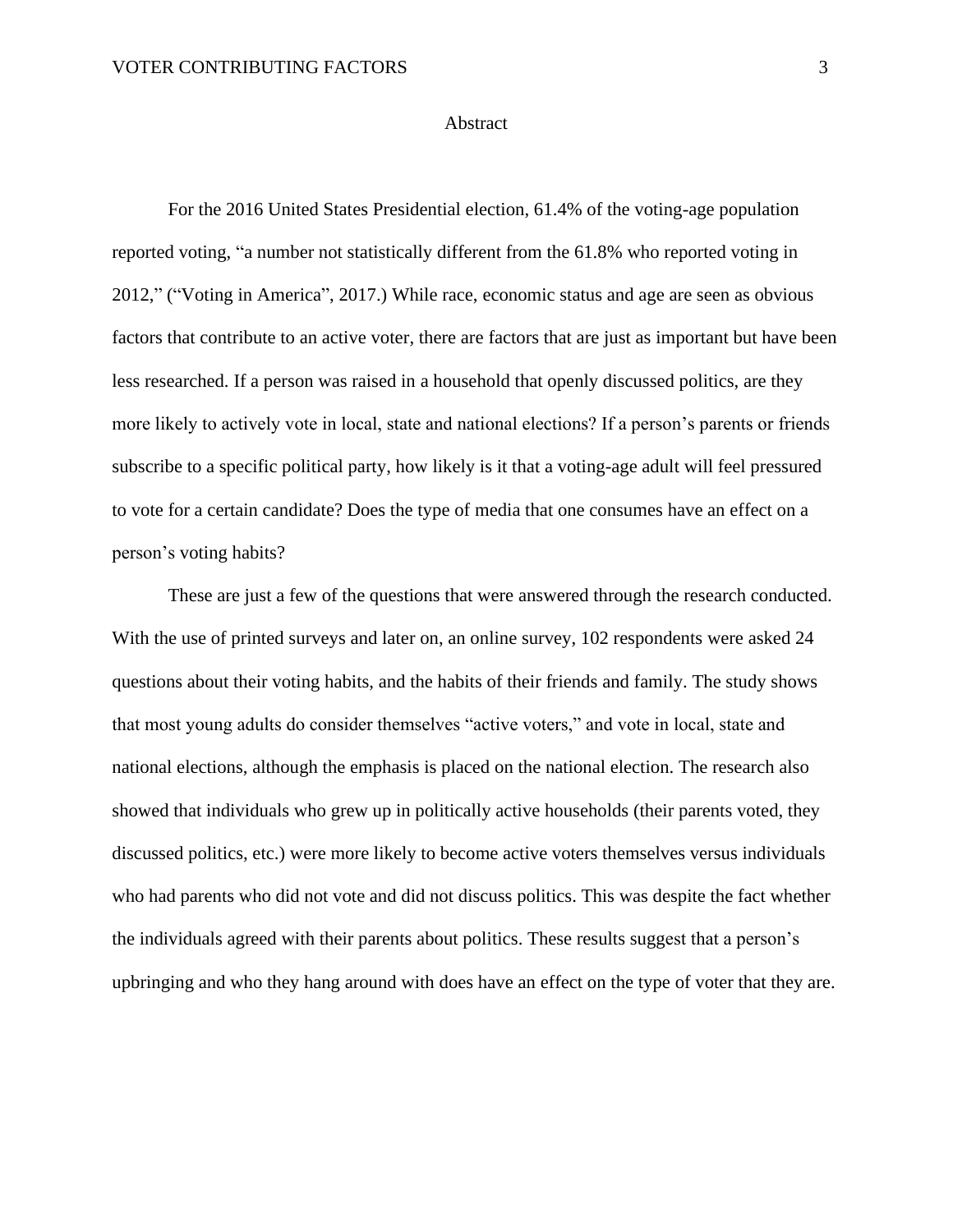# Abstract

For the 2016 United States Presidential election, 61.4% of the voting-age population reported voting, "a number not statistically different from the 61.8% who reported voting in 2012," ("Voting in America", 2017.) While race, economic status and age are seen as obvious factors that contribute to an active voter, there are factors that are just as important but have been less researched. If a person was raised in a household that openly discussed politics, are they more likely to actively vote in local, state and national elections? If a person's parents or friends subscribe to a specific political party, how likely is it that a voting-age adult will feel pressured to vote for a certain candidate? Does the type of media that one consumes have an effect on a person's voting habits?

These are just a few of the questions that were answered through the research conducted. With the use of printed surveys and later on, an online survey, 102 respondents were asked 24 questions about their voting habits, and the habits of their friends and family. The study shows that most young adults do consider themselves "active voters," and vote in local, state and national elections, although the emphasis is placed on the national election. The research also showed that individuals who grew up in politically active households (their parents voted, they discussed politics, etc.) were more likely to become active voters themselves versus individuals who had parents who did not vote and did not discuss politics. This was despite the fact whether the individuals agreed with their parents about politics. These results suggest that a person's upbringing and who they hang around with does have an effect on the type of voter that they are.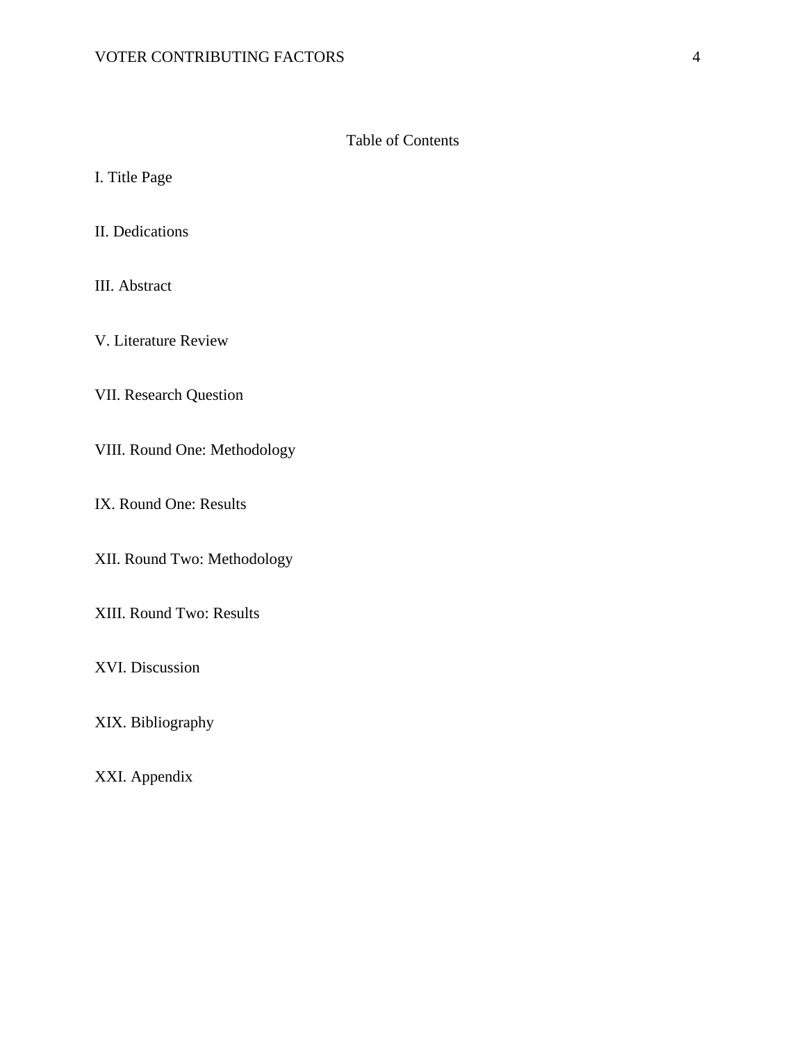# Table of Contents

I. Title Page

II. Dedications

III. Abstract

V. Literature Review

VII. Research Question

VIII. Round One: Methodology

IX. Round One: Results

XII. Round Two: Methodology

XIII. Round Two: Results

XVI. Discussion

XIX. Bibliography

XXI. Appendix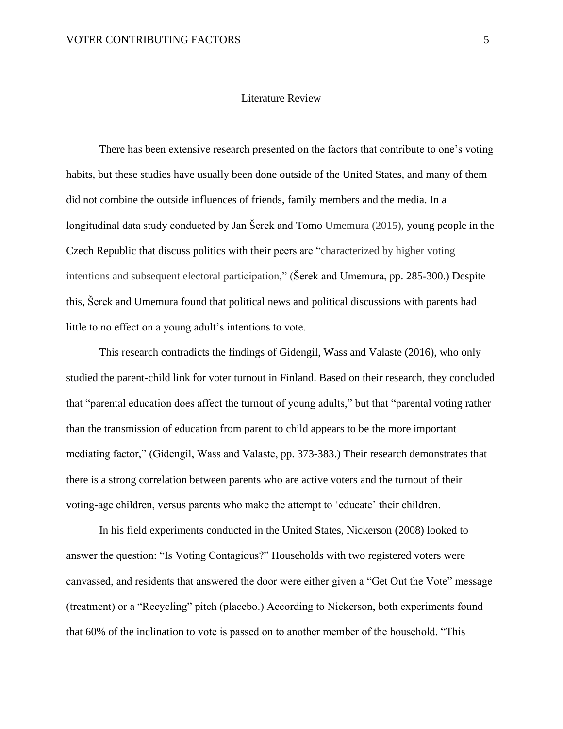## Literature Review

There has been extensive research presented on the factors that contribute to one's voting habits, but these studies have usually been done outside of the United States, and many of them did not combine the outside influences of friends, family members and the media. In a longitudinal data study conducted by Jan Šerek and Tomo Umemura (2015), young people in the Czech Republic that discuss politics with their peers are "characterized by higher voting intentions and subsequent electoral participation," (Šerek and Umemura, pp. 285-300.) Despite this, Šerek and Umemura found that political news and political discussions with parents had little to no effect on a young adult's intentions to vote.

This research contradicts the findings of Gidengil, Wass and Valaste (2016), who only studied the parent-child link for voter turnout in Finland. Based on their research, they concluded that "parental education does affect the turnout of young adults," but that "parental voting rather than the transmission of education from parent to child appears to be the more important mediating factor," (Gidengil, Wass and Valaste, pp. 373-383.) Their research demonstrates that there is a strong correlation between parents who are active voters and the turnout of their voting-age children, versus parents who make the attempt to 'educate' their children.

In his field experiments conducted in the United States, Nickerson (2008) looked to answer the question: "Is Voting Contagious?" Households with two registered voters were canvassed, and residents that answered the door were either given a "Get Out the Vote" message (treatment) or a "Recycling" pitch (placebo.) According to Nickerson, both experiments found that 60% of the inclination to vote is passed on to another member of the household. "This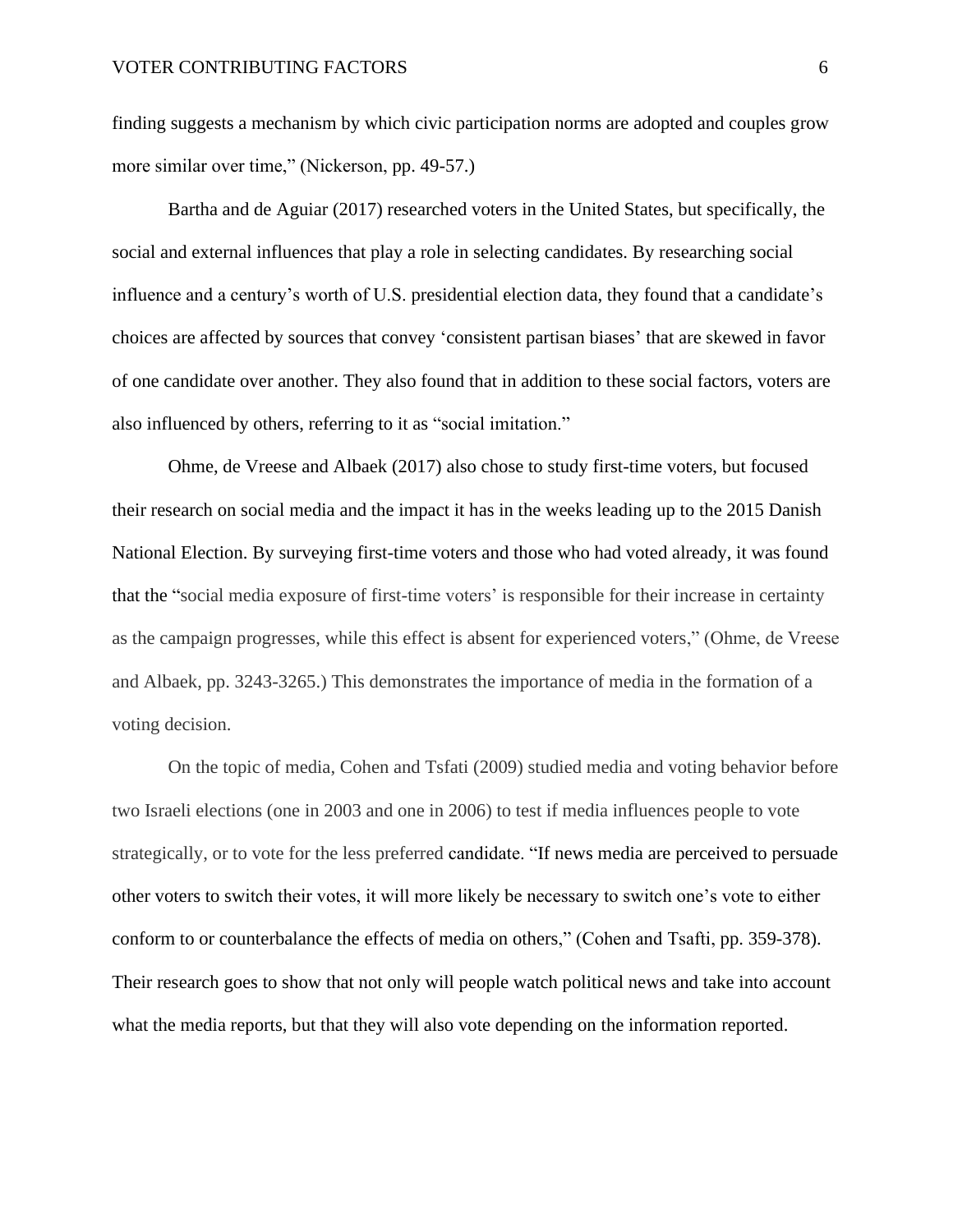finding suggests a mechanism by which civic participation norms are adopted and couples grow more similar over time," (Nickerson, pp. 49-57.)

Bartha and de Aguiar (2017) researched voters in the United States, but specifically, the social and external influences that play a role in selecting candidates. By researching social influence and a century's worth of U.S. presidential election data, they found that a candidate's choices are affected by sources that convey 'consistent partisan biases' that are skewed in favor of one candidate over another. They also found that in addition to these social factors, voters are also influenced by others, referring to it as "social imitation."

Ohme, de Vreese and Albaek (2017) also chose to study first-time voters, but focused their research on social media and the impact it has in the weeks leading up to the 2015 Danish National Election. By surveying first-time voters and those who had voted already, it was found that the "social media exposure of first-time voters' is responsible for their increase in certainty as the campaign progresses, while this effect is absent for experienced voters," (Ohme, de Vreese and Albaek, pp. 3243-3265.) This demonstrates the importance of media in the formation of a voting decision.

On the topic of media, Cohen and Tsfati (2009) studied media and voting behavior before two Israeli elections (one in 2003 and one in 2006) to test if media influences people to vote strategically, or to vote for the less preferred candidate. "If news media are perceived to persuade other voters to switch their votes, it will more likely be necessary to switch one's vote to either conform to or counterbalance the effects of media on others," (Cohen and Tsafti, pp. 359-378). Their research goes to show that not only will people watch political news and take into account what the media reports, but that they will also vote depending on the information reported.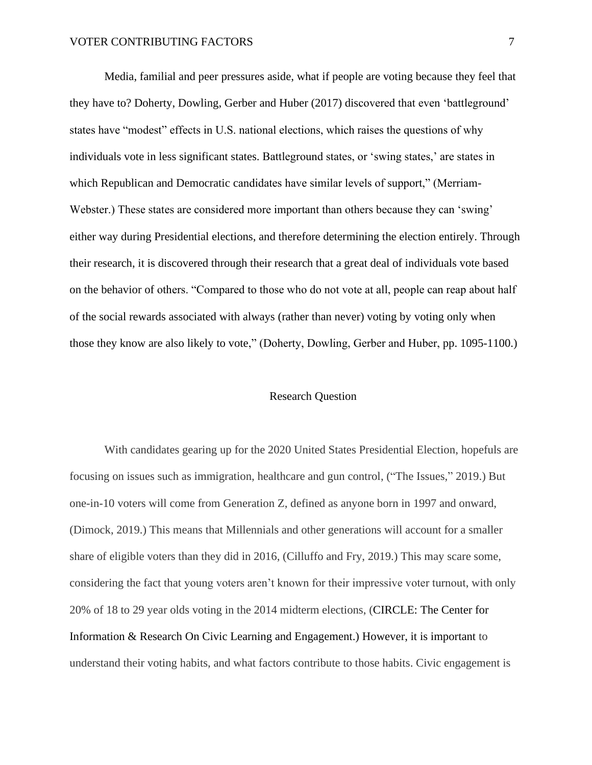Media, familial and peer pressures aside, what if people are voting because they feel that they have to? Doherty, Dowling, Gerber and Huber (2017) discovered that even 'battleground' states have "modest" effects in U.S. national elections, which raises the questions of why individuals vote in less significant states. Battleground states, or 'swing states,' are states in which Republican and Democratic candidates have similar levels of support," (Merriam-Webster.) These states are considered more important than others because they can 'swing' either way during Presidential elections, and therefore determining the election entirely. Through their research, it is discovered through their research that a great deal of individuals vote based on the behavior of others. "Compared to those who do not vote at all, people can reap about half of the social rewards associated with always (rather than never) voting by voting only when those they know are also likely to vote," (Doherty, Dowling, Gerber and Huber, pp. 1095-1100.)

## Research Question

With candidates gearing up for the 2020 United States Presidential Election, hopefuls are focusing on issues such as immigration, healthcare and gun control, ("The Issues," 2019.) But one-in-10 voters will come from Generation Z, defined as anyone born in 1997 and onward, (Dimock, 2019.) This means that Millennials and other generations will account for a smaller share of eligible voters than they did in 2016, (Cilluffo and Fry, 2019.) This may scare some, considering the fact that young voters aren't known for their impressive voter turnout, with only 20% of 18 to 29 year olds voting in the 2014 midterm elections, (CIRCLE: The Center for Information & Research On Civic Learning and Engagement.) However, it is important to understand their voting habits, and what factors contribute to those habits. Civic engagement is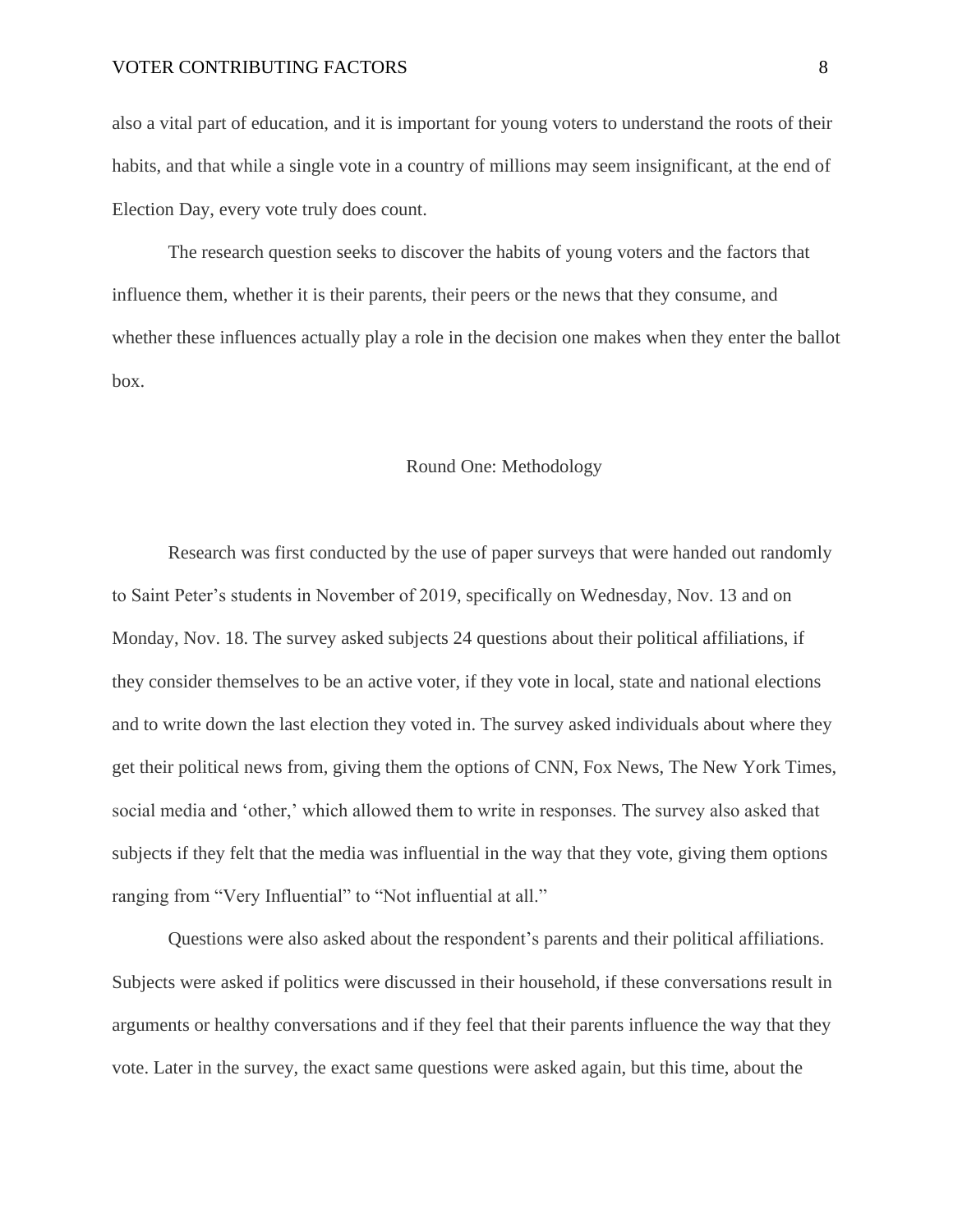also a vital part of education, and it is important for young voters to understand the roots of their habits, and that while a single vote in a country of millions may seem insignificant, at the end of Election Day, every vote truly does count.

The research question seeks to discover the habits of young voters and the factors that influence them, whether it is their parents, their peers or the news that they consume, and whether these influences actually play a role in the decision one makes when they enter the ballot box.

## Round One: Methodology

Research was first conducted by the use of paper surveys that were handed out randomly to Saint Peter's students in November of 2019, specifically on Wednesday, Nov. 13 and on Monday, Nov. 18. The survey asked subjects 24 questions about their political affiliations, if they consider themselves to be an active voter, if they vote in local, state and national elections and to write down the last election they voted in. The survey asked individuals about where they get their political news from, giving them the options of CNN, Fox News, The New York Times, social media and 'other,' which allowed them to write in responses. The survey also asked that subjects if they felt that the media was influential in the way that they vote, giving them options ranging from "Very Influential" to "Not influential at all."

Questions were also asked about the respondent's parents and their political affiliations. Subjects were asked if politics were discussed in their household, if these conversations result in arguments or healthy conversations and if they feel that their parents influence the way that they vote. Later in the survey, the exact same questions were asked again, but this time, about the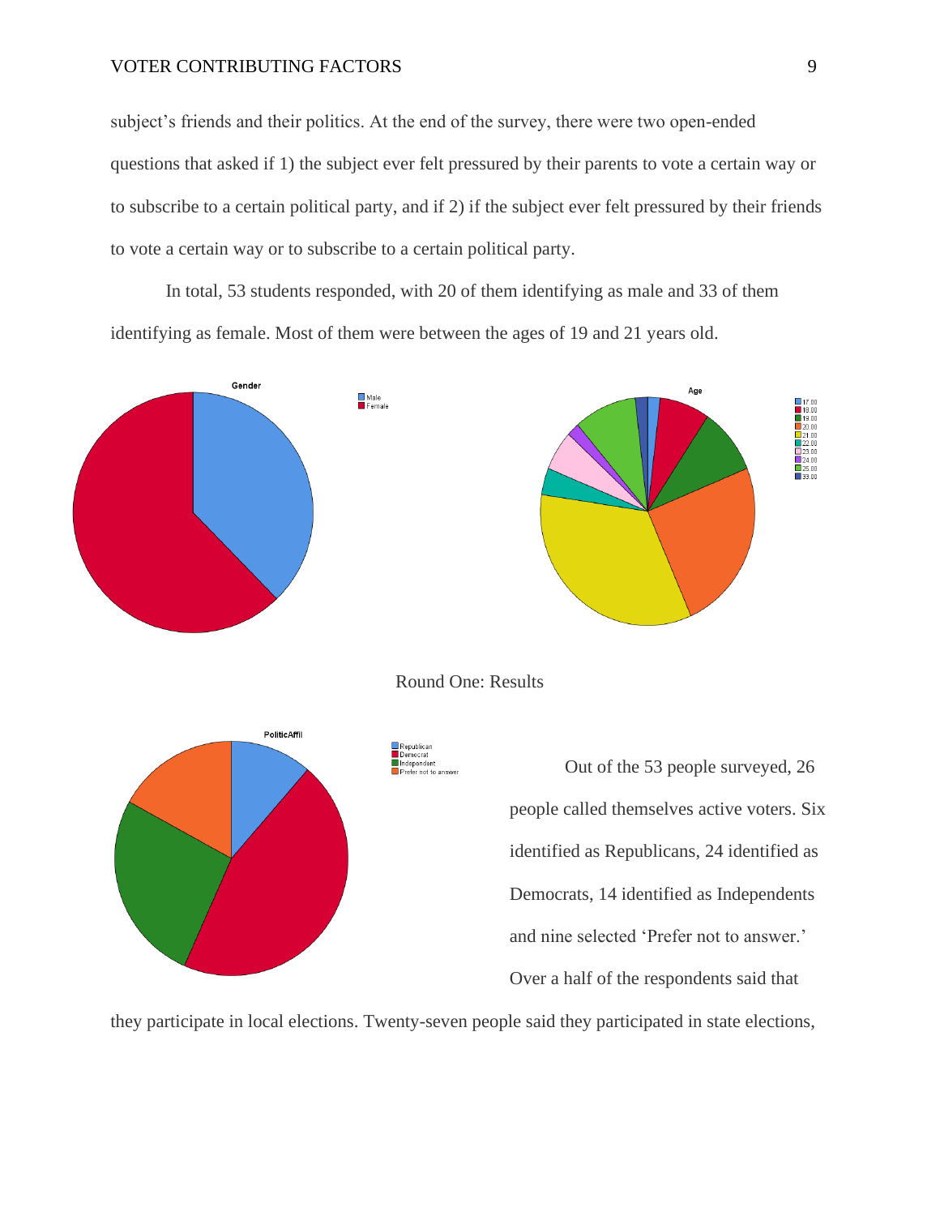subject's friends and their politics. At the end of the survey, there were two open-ended questions that asked if 1) the subject ever felt pressured by their parents to vote a certain way or to subscribe to a certain political party, and if 2) if the subject ever felt pressured by their friends to vote a certain way or to subscribe to a certain political party.

In total, 53 students responded, with 20 of them identifying as male and 33 of them identifying as female. Most of them were between the ages of 19 and 21 years old.

Round One: Results

Out of the 53 people surveyed, 26 people called themselves active voters. Six identified as Republicans, 24 identified as Democrats, 14 identified as Independents and nine selected 'Prefer not to answer.' Over a half of the respondents said that they participate in local elections. Twenty-seven people said they participated in state elections,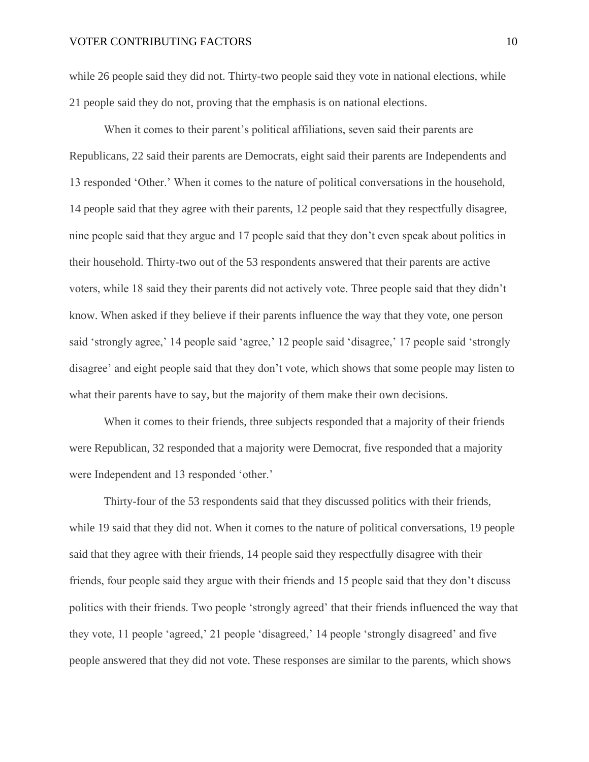while 26 people said they did not. Thirty-two people said they vote in national elections, while 21 people said they do not, proving that the emphasis is on national elections.

When it comes to their parent's political affiliations, seven said their parents are Republicans, 22 said their parents are Democrats, eight said their parents are Independents and 13 responded 'Other.' When it comes to the nature of political conversations in the household, 14 people said that they agree with their parents, 12 people said that they respectfully disagree, nine people said that they argue and 17 people said that they don't even speak about politics in their household. Thirty-two out of the 53 respondents answered that their parents are active voters, while 18 said they their parents did not actively vote. Three people said that they didn't know. When asked if they believe if their parents influence the way that they vote, one person said 'strongly agree,' 14 people said 'agree,' 12 people said 'disagree,' 17 people said 'strongly disagree' and eight people said that they don't vote, which shows that some people may listen to what their parents have to say, but the majority of them make their own decisions.

When it comes to their friends, three subjects responded that a majority of their friends were Republican, 32 responded that a majority were Democrat, five responded that a majority were Independent and 13 responded 'other.'

Thirty-four of the 53 respondents said that they discussed politics with their friends, while 19 said that they did not. When it comes to the nature of political conversations, 19 people said that they agree with their friends, 14 people said they respectfully disagree with their friends, four people said they argue with their friends and 15 people said that they don't discuss politics with their friends. Two people 'strongly agreed' that their friends influenced the way that they vote, 11 people 'agreed,' 21 people 'disagreed,' 14 people 'strongly disagreed' and five people answered that they did not vote. These responses are similar to the parents, which shows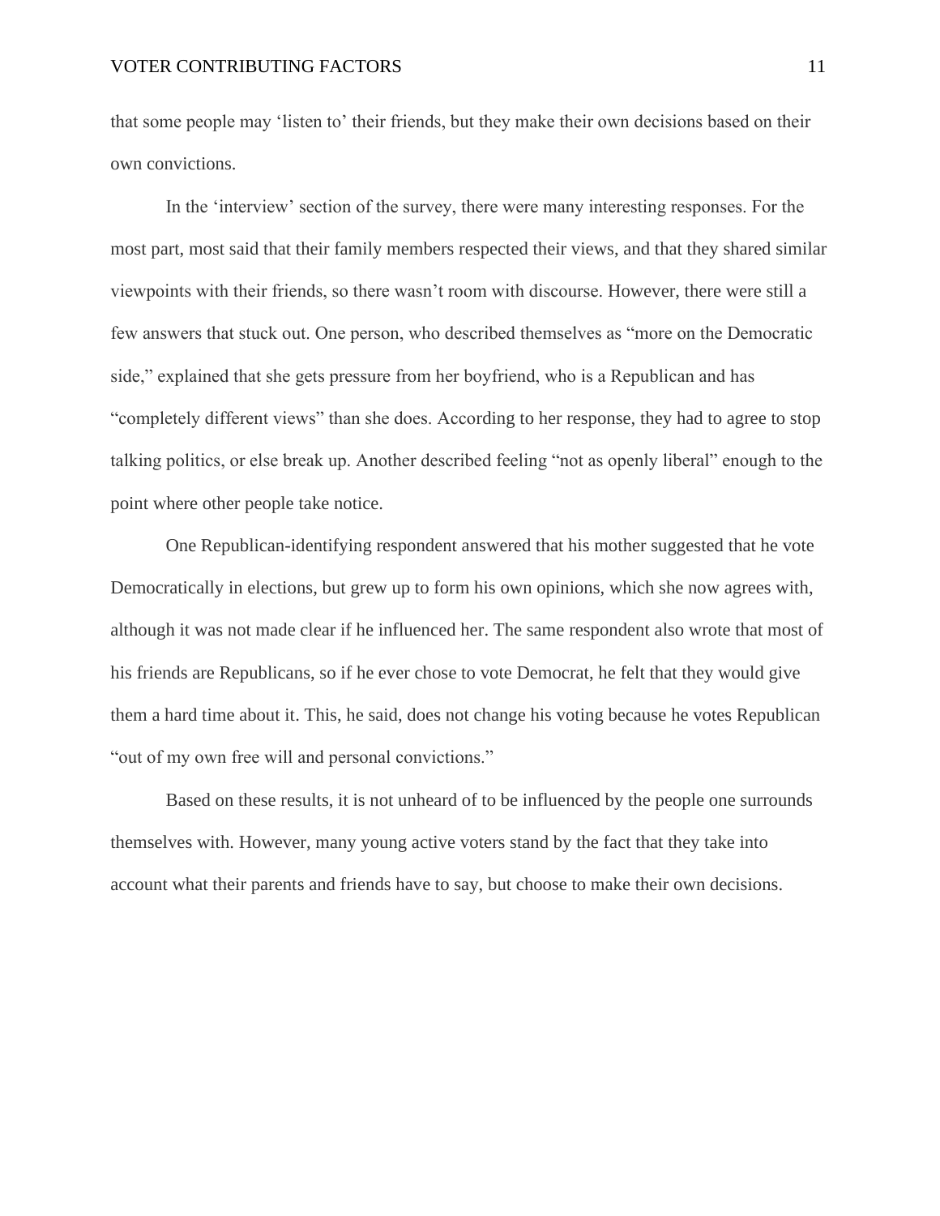that some people may 'listen to' their friends, but they make their own decisions based on their own convictions.

In the 'interview' section of the survey, there were many interesting responses. For the most part, most said that their family members respected their views, and that they shared similar viewpoints with their friends, so there wasn't room with discourse. However, there were still a few answers that stuck out. One person, who described themselves as "more on the Democratic side," explained that she gets pressure from her boyfriend, who is a Republican and has "completely different views" than she does. According to her response, they had to agree to stop talking politics, or else break up. Another described feeling "not as openly liberal" enough to the point where other people take notice.

One Republican-identifying respondent answered that his mother suggested that he vote Democratically in elections, but grew up to form his own opinions, which she now agrees with, although it was not made clear if he influenced her. The same respondent also wrote that most of his friends are Republicans, so if he ever chose to vote Democrat, he felt that they would give them a hard time about it. This, he said, does not change his voting because he votes Republican "out of my own free will and personal convictions."

Based on these results, it is not unheard of to be influenced by the people one surrounds themselves with. However, many young active voters stand by the fact that they take into account what their parents and friends have to say, but choose to make their own decisions.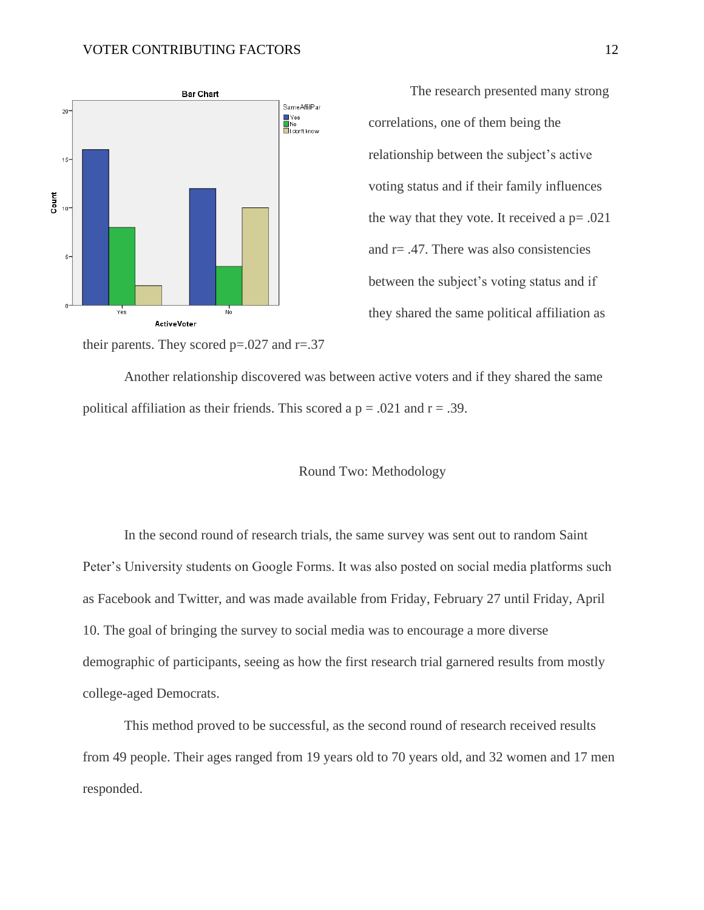The research presented many strong correlations, one of them being the relationship between the subject's active voting status and if their family influences the way that they vote. It received a $p = .021$ and $r = .47$. There was also consistencies between the subject's voting status and if they shared the same political affiliation as their parents. They scored $p = .027$ and $r = .37$

Another relationship discovered was between active voters and if they shared the same political affiliation as their friends. This scored a $p = .021$ and $r = .39$.

## Round Two: Methodology

In the second round of research trials, the same survey was sent out to random Saint Peter's University students on Google Forms. It was also posted on social media platforms such as Facebook and Twitter, and was made available from Friday, February 27 until Friday, April 10. The goal of bringing the survey to social media was to encourage a more diverse demographic of participants, seeing as how the first research trial garnered results from mostly college-aged Democrats.

This method proved to be successful, as the second round of research received results from 49 people. Their ages ranged from 19 years old to 70 years old, and 32 women and 17 men responded.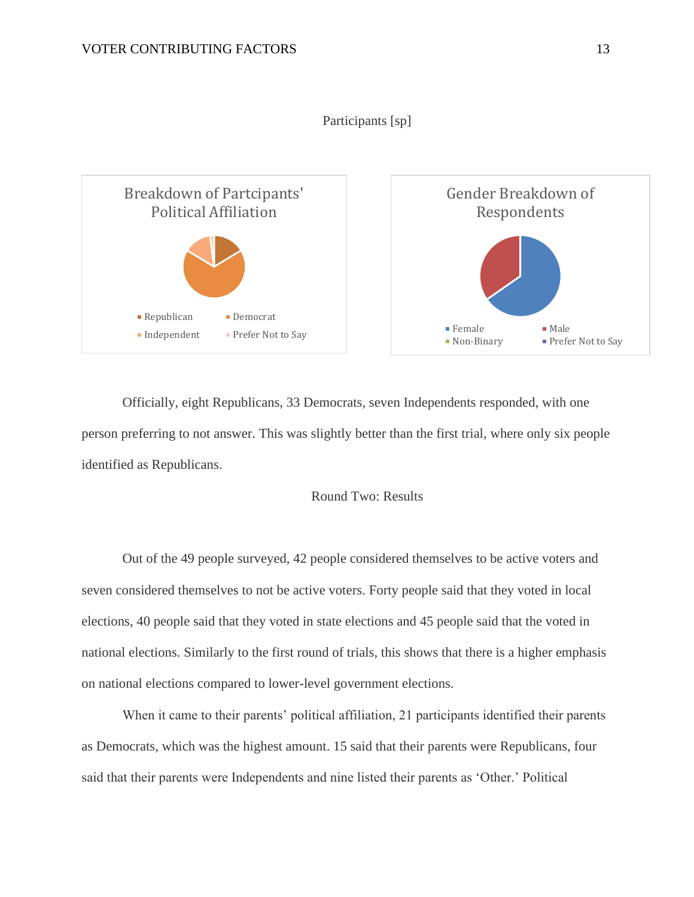Participants [sp]

Breakdown of Partcipants' Political Affiliation

Republican Democrat Independent Prefer Not to Say

Gender Breakdown of Respondents

Female Male Non-Binary Prefer Not to Say

Officially, eight Republicans, 33 Democrats, seven Independents responded, with one person preferring to not answer. This was slightly better than the first trial, where only six people identified as Republicans.

Round Two: Results

Out of the 49 people surveyed, 42 people considered themselves to be active voters and seven considered themselves to not be active voters. Forty people said that they voted in local elections, 40 people said that they voted in state elections and 45 people said that the voted in national elections. Similarly to the first round of trials, this shows that there is a higher emphasis on national elections compared to lower-level government elections.

When it came to their parents' political affiliation, 21 participants identified their parents as Democrats, which was the highest amount. 15 said that their parents were Republicans, four said that their parents were Independents and nine listed their parents as 'Other.' Political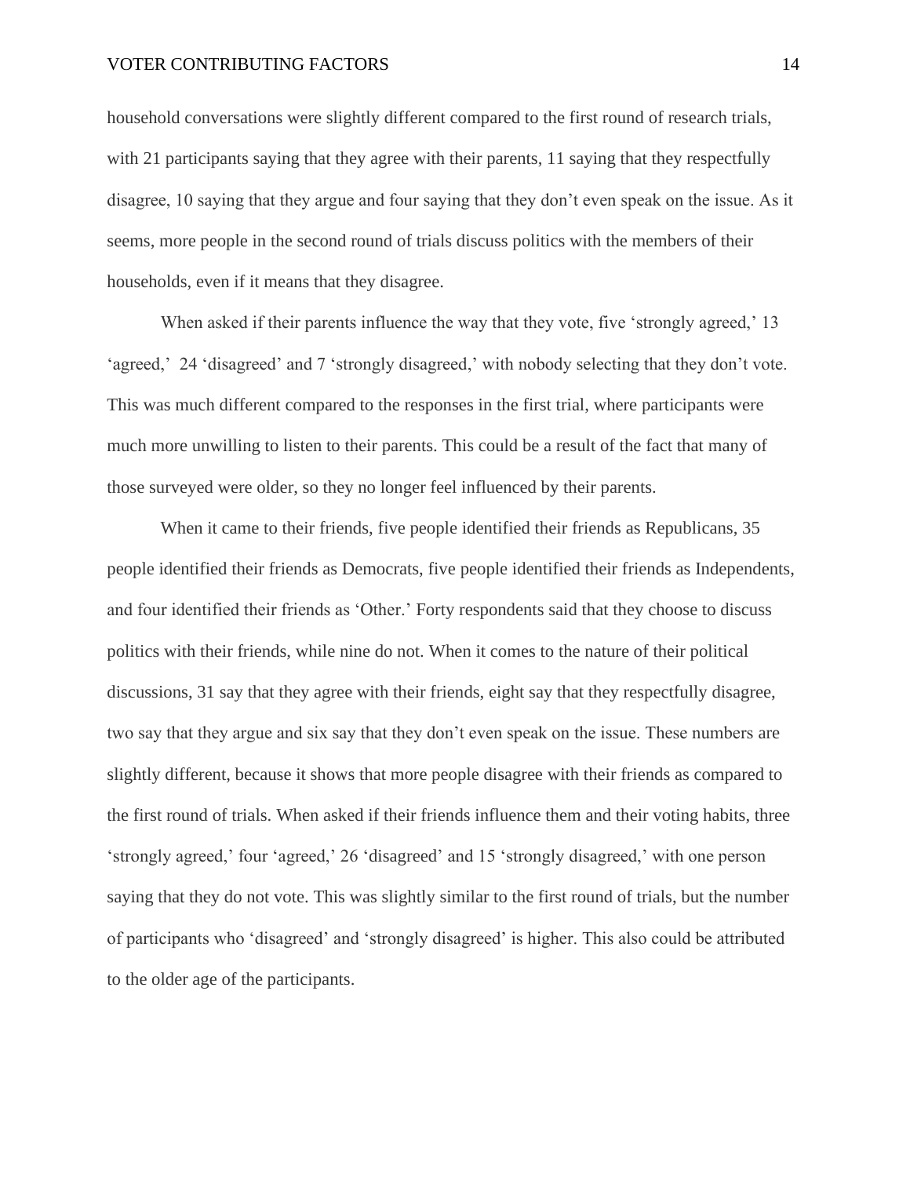household conversations were slightly different compared to the first round of research trials, with 21 participants saying that they agree with their parents, 11 saying that they respectfully disagree, 10 saying that they argue and four saying that they don't even speak on the issue. As it seems, more people in the second round of trials discuss politics with the members of their households, even if it means that they disagree.

When asked if their parents influence the way that they vote, five 'strongly agreed,' 13 'agreed,' 24 'disagreed' and 7 'strongly disagreed,' with nobody selecting that they don't vote. This was much different compared to the responses in the first trial, where participants were much more unwilling to listen to their parents. This could be a result of the fact that many of those surveyed were older, so they no longer feel influenced by their parents.

When it came to their friends, five people identified their friends as Republicans, 35 people identified their friends as Democrats, five people identified their friends as Independents, and four identified their friends as 'Other.' Forty respondents said that they choose to discuss politics with their friends, while nine do not. When it comes to the nature of their political discussions, 31 say that they agree with their friends, eight say that they respectfully disagree, two say that they argue and six say that they don't even speak on the issue. These numbers are slightly different, because it shows that more people disagree with their friends as compared to the first round of trials. When asked if their friends influence them and their voting habits, three 'strongly agreed,' four 'agreed,' 26 'disagreed' and 15 'strongly disagreed,' with one person saying that they do not vote. This was slightly similar to the first round of trials, but the number of participants who 'disagreed' and 'strongly disagreed' is higher. This also could be attributed to the older age of the participants.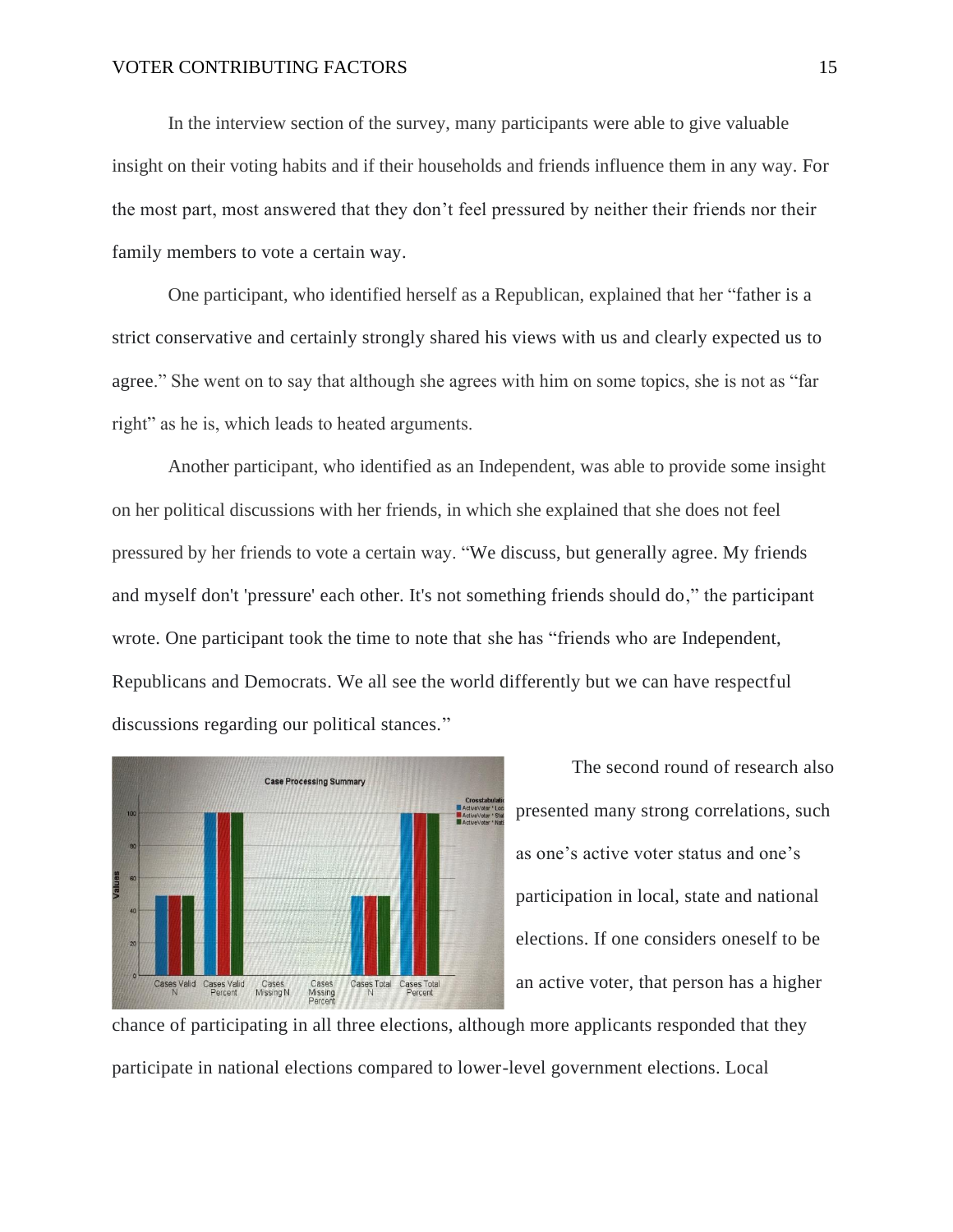In the interview section of the survey, many participants were able to give valuable insight on their voting habits and if their households and friends influence them in any way. For the most part, most answered that they don't feel pressured by neither their friends nor their family members to vote a certain way.

One participant, who identified herself as a Republican, explained that her "father is a strict conservative and certainly strongly shared his views with us and clearly expected us to agree." She went on to say that although she agrees with him on some topics, she is not as "far right" as he is, which leads to heated arguments.

Another participant, who identified as an Independent, was able to provide some insight on her political discussions with her friends, in which she explained that she does not feel pressured by her friends to vote a certain way. "We discuss, but generally agree. My friends and myself don't 'pressure' each other. It's not something friends should do," the participant wrote. One participant took the time to note that she has "friends who are Independent, Republicans and Democrats. We all see the world differently but we can have respectful discussions regarding our political stances."

The second round of research also presented many strong correlations, such as one's active voter status and one's participation in local, state and national elections. If one considers oneself to be an active voter, that person has a higher chance of participating in all three elections, although more applicants responded that they participate in national elections compared to lower-level government elections. Local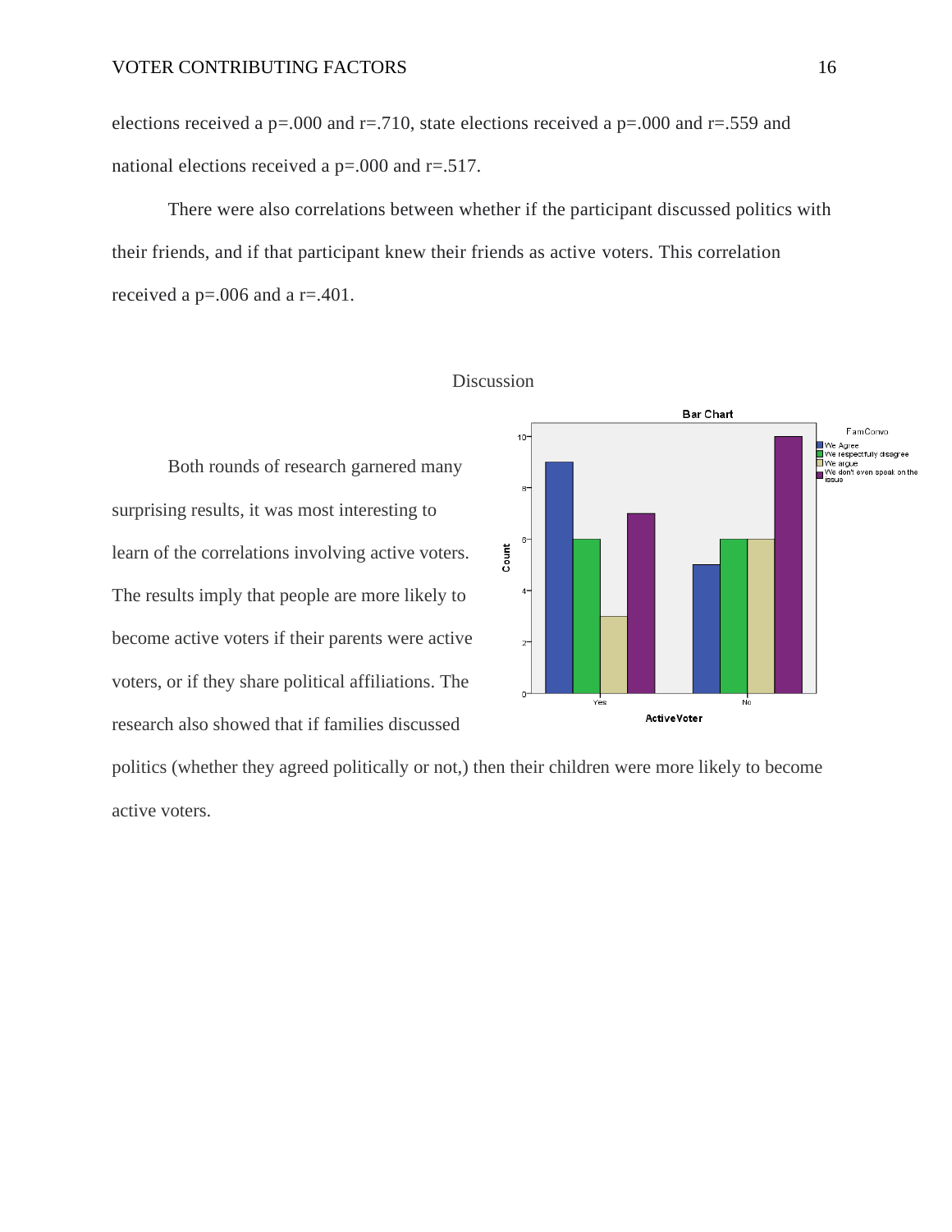elections received a p=.000 and r=.710, state elections received a p=.000 and r=.559 and national elections received a p=.000 and r=.517.

There were also correlations between whether if the participant discussed politics with their friends, and if that participant knew their friends as active voters. This correlation received a p=.006 and a r=.401.

## Discussion

Both rounds of research garnered many surprising results, it was most interesting to learn of the correlations involving active voters. The results imply that people are more likely to become active voters if their parents were active voters, or if they share political affiliations. The research also showed that if families discussed politics (whether they agreed politically or not,) then their children were more likely to become active voters.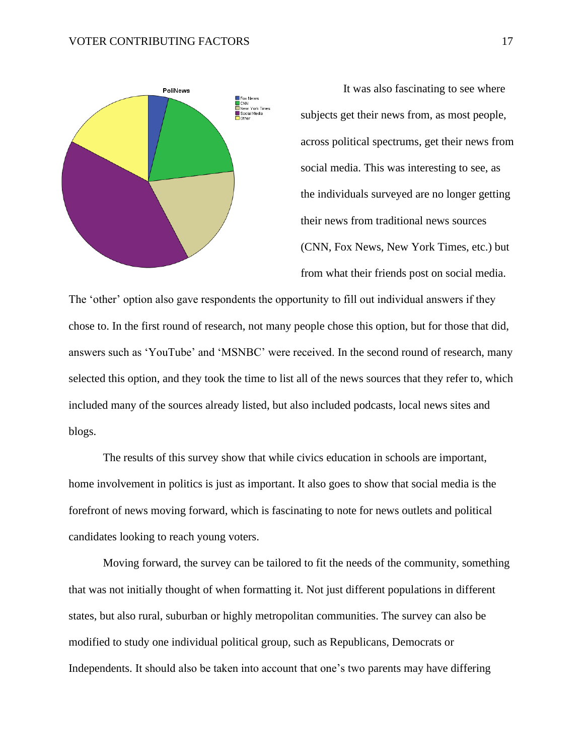It was also fascinating to see where subjects get their news from, as most people, across political spectrums, get their news from social media. This was interesting to see, as the individuals surveyed are no longer getting their news from traditional news sources (CNN, Fox News, New York Times, etc.) but from what their friends post on social media. The 'other' option also gave respondents the opportunity to fill out individual answers if they chose to. In the first round of research, not many people chose this option, but for those that did, answers such as 'YouTube' and 'MSNBC' were received. In the second round of research, many selected this option, and they took the time to list all of the news sources that they refer to, which included many of the sources already listed, but also included podcasts, local news sites and blogs.

The results of this survey show that while civics education in schools are important, home involvement in politics is just as important. It also goes to show that social media is the forefront of news moving forward, which is fascinating to note for news outlets and political candidates looking to reach young voters.

Moving forward, the survey can be tailored to fit the needs of the community, something that was not initially thought of when formatting it. Not just different populations in different states, but also rural, suburban or highly metropolitan communities. The survey can also be modified to study one individual political group, such as Republicans, Democrats or Independents. It should also be taken into account that one's two parents may have differing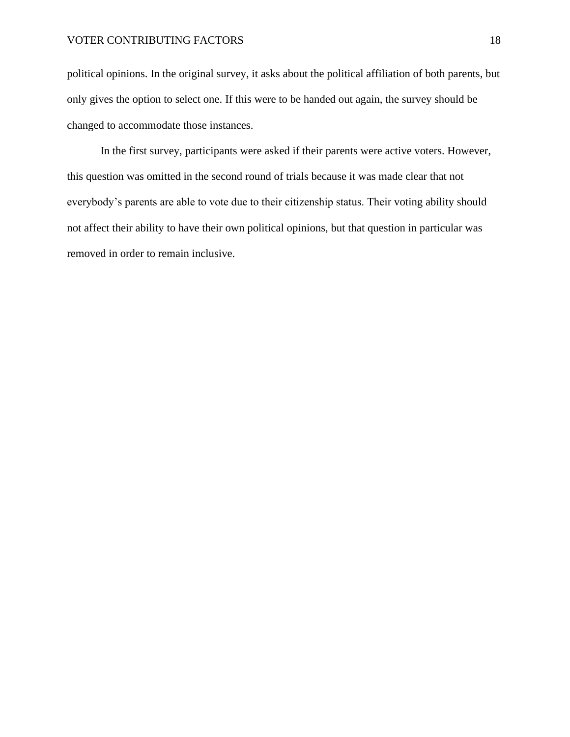political opinions. In the original survey, it asks about the political affiliation of both parents, but only gives the option to select one. If this were to be handed out again, the survey should be changed to accommodate those instances.

In the first survey, participants were asked if their parents were active voters. However, this question was omitted in the second round of trials because it was made clear that not everybody's parents are able to vote due to their citizenship status. Their voting ability should not affect their ability to have their own political opinions, but that question in particular was removed in order to remain inclusive.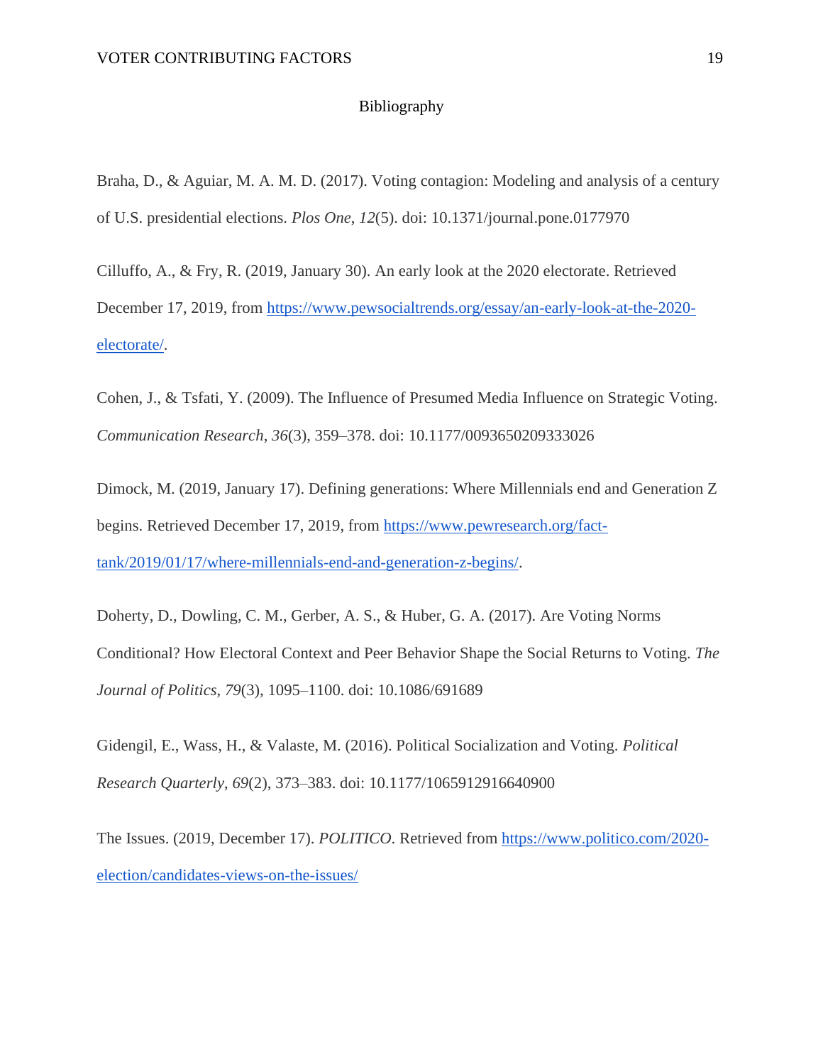# Bibliography

Braha, D., & Aguiar, M. A. M. D. (2017). Voting contagion: Modeling and analysis of a century of U.S. presidential elections. *Plos One*, *12*(5). doi: 10.1371/journal.pone.0177970

Cilluffo, A., & Fry, R. (2019, January 30). An early look at the 2020 electorate. Retrieved December 17, 2019, from https://www.pewsocialtrends.org/essay/an-early-look-at-the-2020-electorate/.

Cohen, J., & Tsfati, Y. (2009). The Influence of Presumed Media Influence on Strategic Voting. *Communication Research*, *36*(3), 359–378. doi: 10.1177/0093650209333026

Dimock, M. (2019, January 17). Defining generations: Where Millennials end and Generation Z begins. Retrieved December 17, 2019, from https://www.pewresearch.org/fact-tank/2019/01/17/where-millennials-end-and-generation-z-begins/.

Doherty, D., Dowling, C. M., Gerber, A. S., & Huber, G. A. (2017). Are Voting Norms Conditional? How Electoral Context and Peer Behavior Shape the Social Returns to Voting. *The Journal of Politics*, *79*(3), 1095–1100. doi: 10.1086/691689

Gidengil, E., Wass, H., & Valaste, M. (2016). Political Socialization and Voting. *Political Research Quarterly*, *69*(2), 373–383. doi: 10.1177/1065912916640900

The Issues. (2019, December 17). *POLITICO*. Retrieved from https://www.politico.com/2020-election/candidates-views-on-the-issues/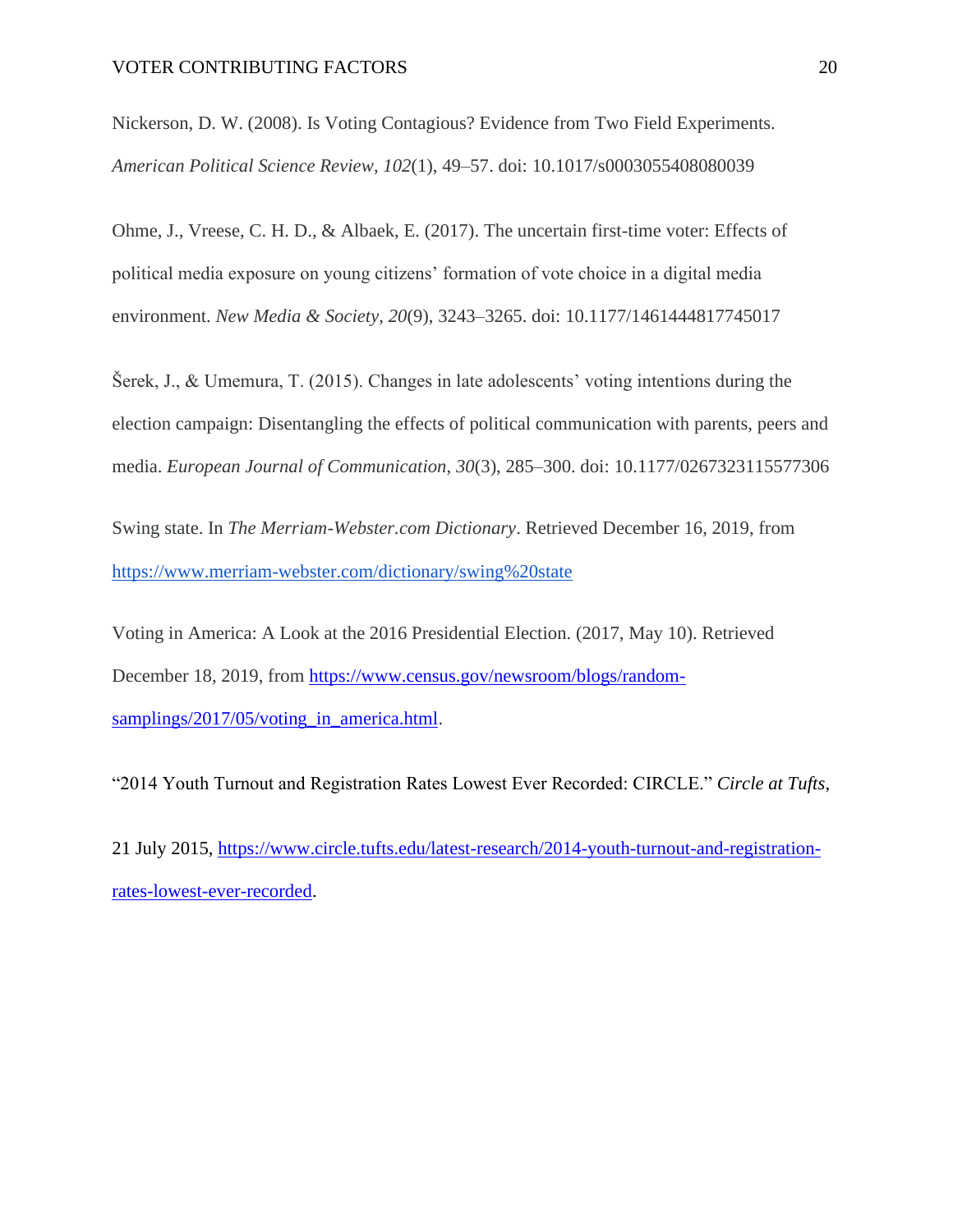Nickerson, D. W. (2008). Is Voting Contagious? Evidence from Two Field Experiments. *American Political Science Review*, *102*(1), 49–57. doi: 10.1017/s0003055408080039

Ohme, J., Vreese, C. H. D., & Albaek, E. (2017). The uncertain first-time voter: Effects of political media exposure on young citizens' formation of vote choice in a digital media environment. *New Media & Society*, *20*(9), 3243–3265. doi: 10.1177/1461444817745017

Šerek, J., & Umemura, T. (2015). Changes in late adolescents' voting intentions during the election campaign: Disentangling the effects of political communication with parents, peers and media. *European Journal of Communication*, *30*(3), 285–300. doi: 10.1177/0267323115577306

Swing state. In *The Merriam-Webster.com Dictionary*. Retrieved December 16, 2019, from https://www.merriam-webster.com/dictionary/swing%20state

Voting in America: A Look at the 2016 Presidential Election. (2017, May 10). Retrieved December 18, 2019, from https://www.census.gov/newsroom/blogs/random-samplings/2017/05/voting_in_america.html.

"2014 Youth Turnout and Registration Rates Lowest Ever Recorded: CIRCLE." *Circle at Tufts*,

21 July 2015, https://www.circle.tufts.edu/latest-research/2014-youth-turnout-and-registration-rates-lowest-ever-recorded.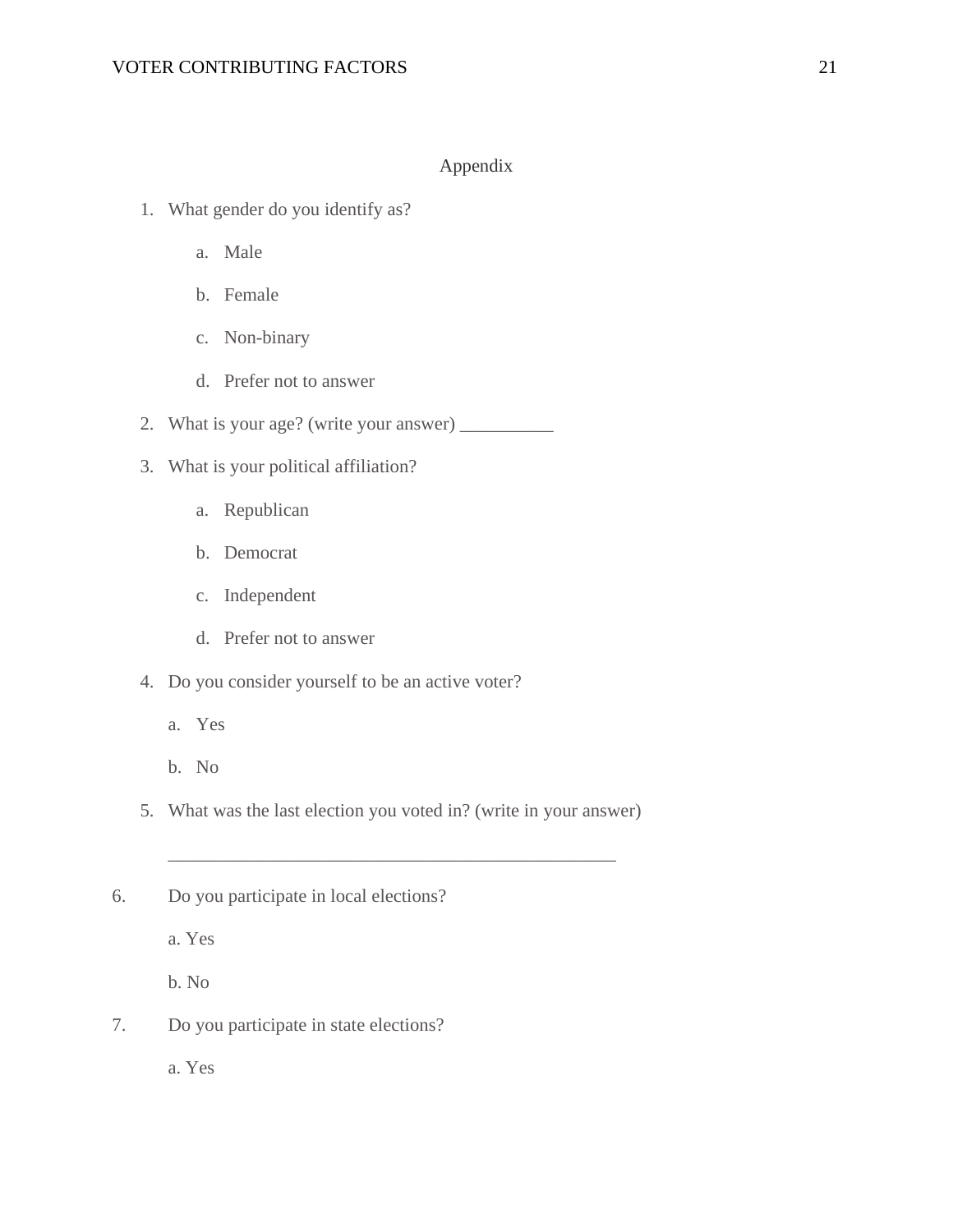# Appendix

1. What gender do you identify as?
    a. Male
    b. Female
    c. Non-binary
    d. Prefer not to answer
2. What is your age? (write your answer) __________
3. What is your political affiliation?
    a. Republican
    b. Democrat
    c. Independent
    d. Prefer not to answer
4. Do you consider yourself to be an active voter?
    a. Yes
    b. No
5. What was the last election you voted in? (write in your answer)

    _______________________________________________

6. Do you participate in local elections?
    a. Yes
    b. No
7. Do you participate in state elections?
    a. Yes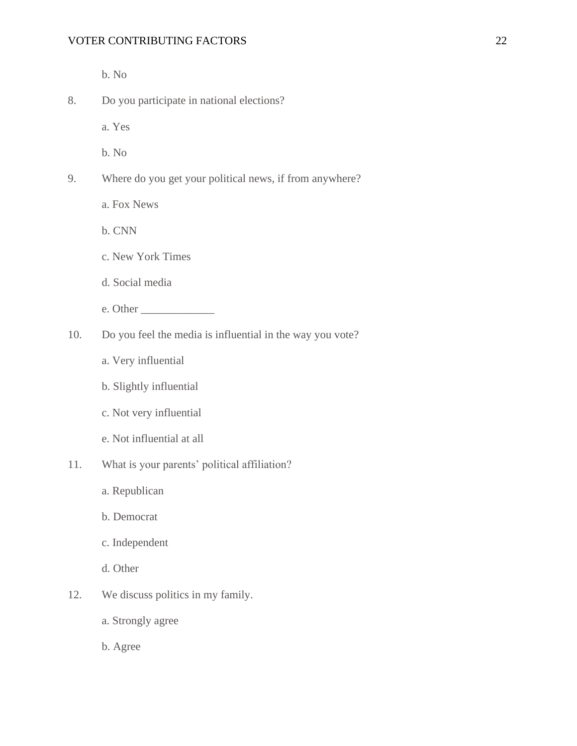b. No

8. Do you participate in national elections?

   a. Yes

   b. No

9. Where do you get your political news, if from anywhere?

   a. Fox News

   b. CNN

   c. New York Times

   d. Social media

   e. Other _____________

10. Do you feel the media is influential in the way you vote?

   a. Very influential

   b. Slightly influential

   c. Not very influential

   e. Not influential at all

11. What is your parents' political affiliation?

   a. Republican

   b. Democrat

   c. Independent

   d. Other

12. We discuss politics in my family.

   a. Strongly agree

   b. Agree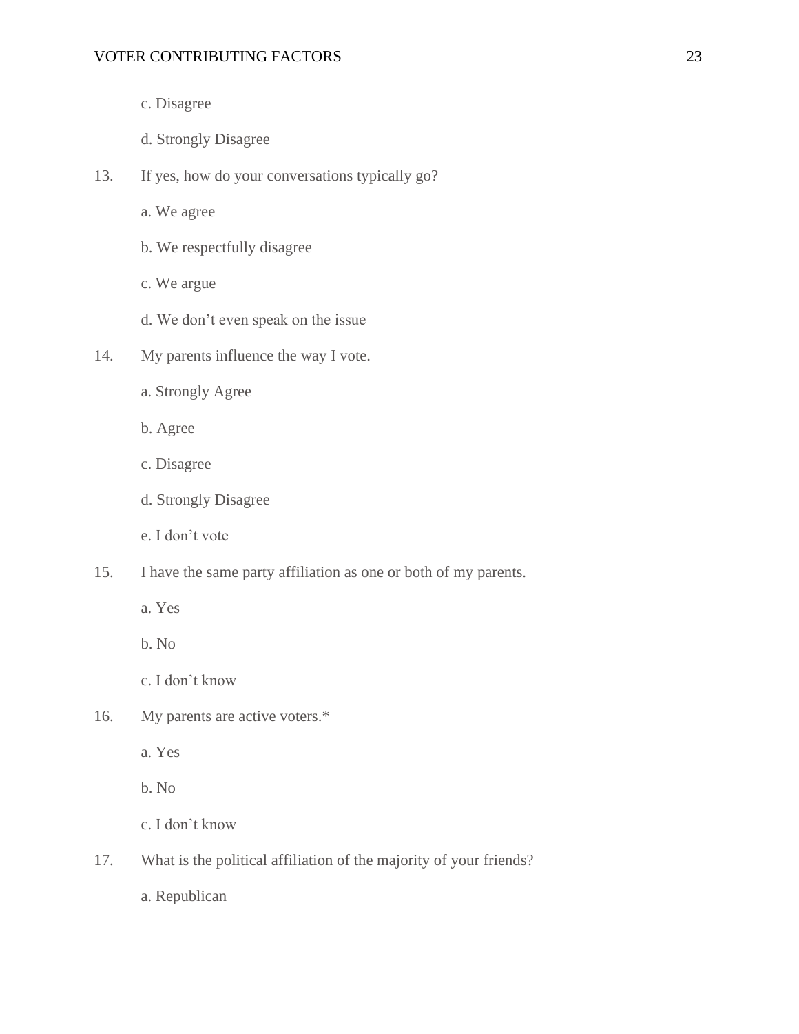c. Disagree

d. Strongly Disagree

13. If yes, how do your conversations typically go?

a. We agree

b. We respectfully disagree

c. We argue

d. We don't even speak on the issue

14. My parents influence the way I vote.

a. Strongly Agree

b. Agree

c. Disagree

d. Strongly Disagree

e. I don't vote

15. I have the same party affiliation as one or both of my parents.

a. Yes

b. No

c. I don't know

16. My parents are active voters.*

a. Yes

b. No

c. I don't know

17. What is the political affiliation of the majority of your friends?

a. Republican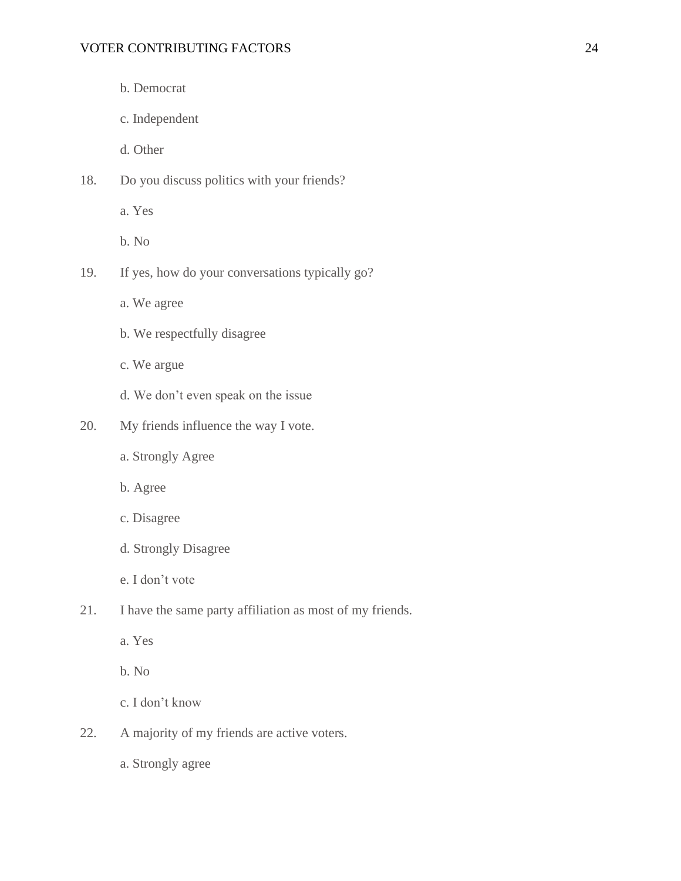b. Democrat

c. Independent

d. Other

18. Do you discuss politics with your friends?

    a. Yes

    b. No

19. If yes, how do your conversations typically go?

    a. We agree

    b. We respectfully disagree

    c. We argue

    d. We don't even speak on the issue

20. My friends influence the way I vote.

    a. Strongly Agree

    b. Agree

    c. Disagree

    d. Strongly Disagree

    e. I don't vote

21. I have the same party affiliation as most of my friends.

    a. Yes

    b. No

    c. I don't know

22. A majority of my friends are active voters.

    a. Strongly agree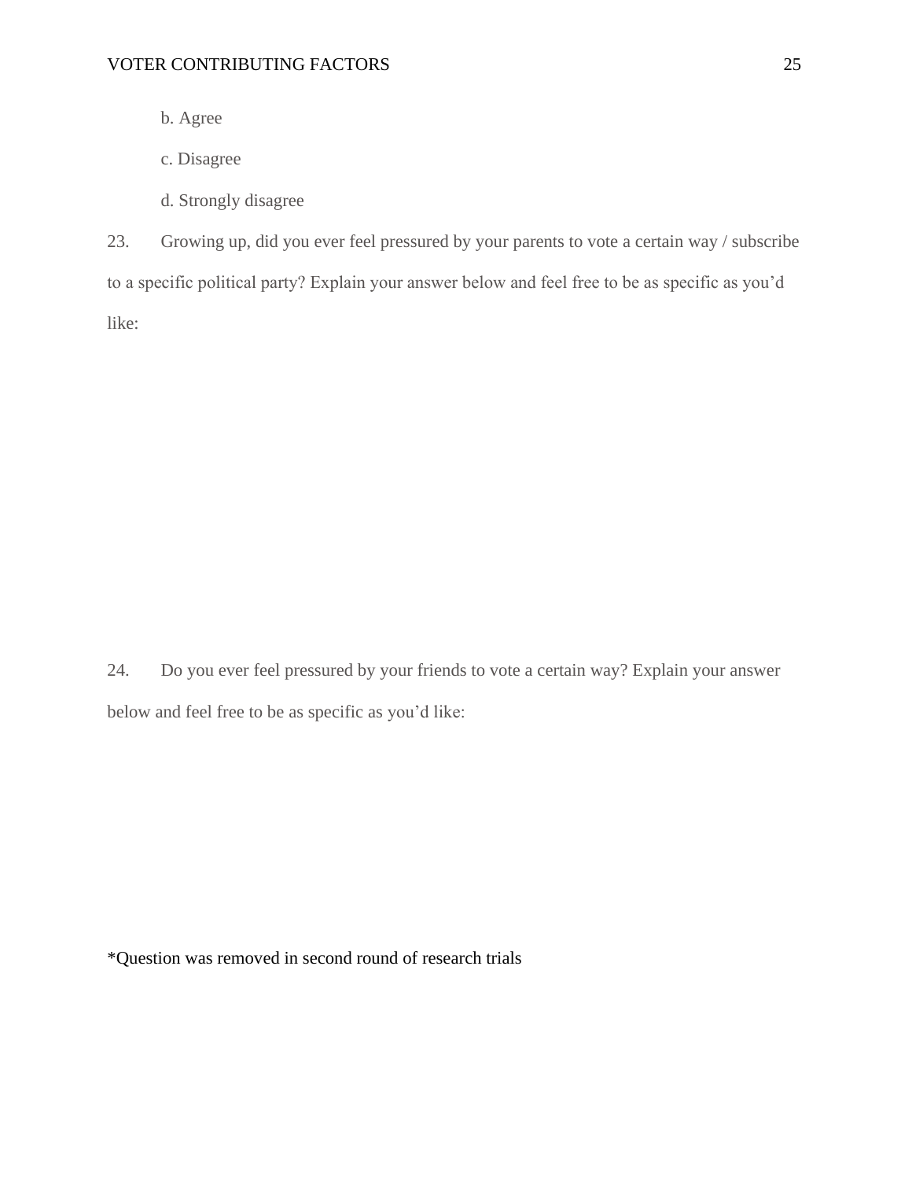b. Agree

c. Disagree

d. Strongly disagree

23. Growing up, did you ever feel pressured by your parents to vote a certain way / subscribe to a specific political party? Explain your answer below and feel free to be as specific as you'd like:

24. Do you ever feel pressured by your friends to vote a certain way? Explain your answer below and feel free to be as specific as you'd like:

*Question was removed in second round of research trials